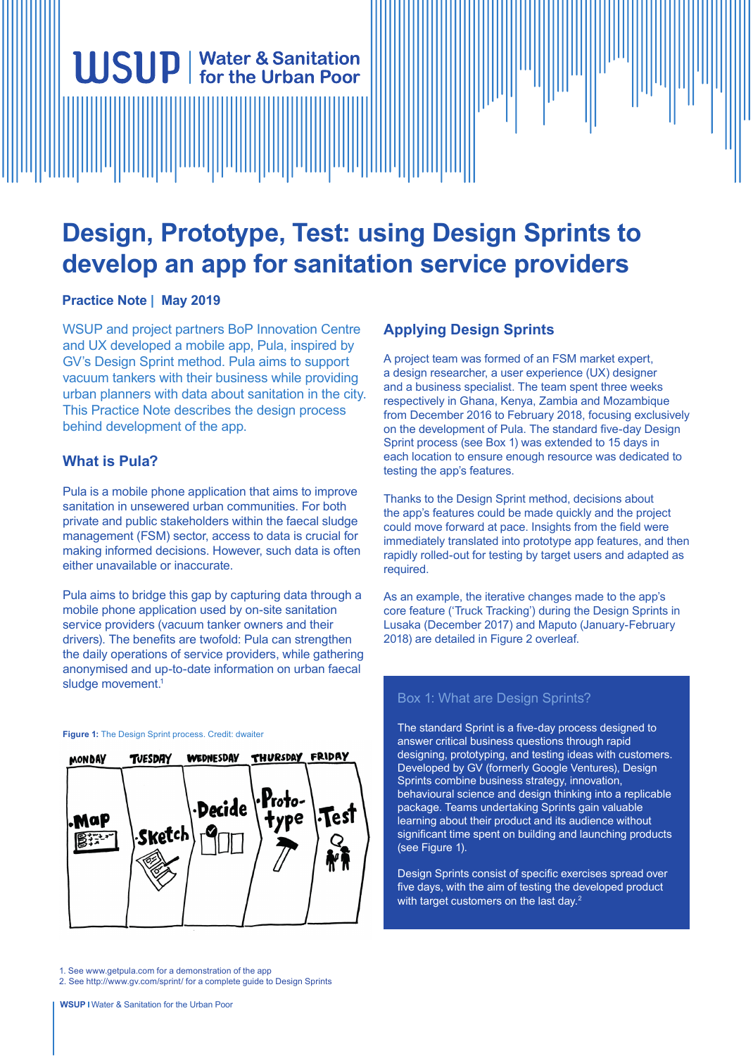# Design, Prototype, Test: using Design Sprints to develop an app for sanitation service providers

**Practice Note | May 2019**

WSUP and project partners BoP Innovation Centre and UX developed a mobile app, Pula, inspired by GV's Design Sprint method. Pula aims to support vacuum tankers with their business while providing urban planners with data about sanitation in the city. This Practice Note describes the design process behind development of the app.

## What is Pula?

Pula is a mobile phone application that aims to improve sanitation in unsewered urban communities. For both private and public stakeholders within the faecal sludge management (FSM) sector, access to data is crucial for making informed decisions. However, such data is often either unavailable or inaccurate.

Pula aims to bridge this gap by capturing data through a mobile phone application used by on-site sanitation service providers (vacuum tanker owners and their drivers). The benefits are twofold: Pula can strengthen the daily operations of service providers, while gathering anonymised and up-to-date information on urban faecal sludge movement.[1]

**Figure 1:** The Design Sprint process. Credit: dwaiter

## Applying Design Sprints

A project team was formed of an FSM market expert, a design researcher, a user experience (UX) designer and a business specialist. The team spent three weeks respectively in Ghana, Kenya, Zambia and Mozambique from December 2016 to February 2018, focusing exclusively on the development of Pula. The standard five-day Design Sprint process (see Box 1) was extended to 15 days in each location to ensure enough resource was dedicated to testing the app's features.

Thanks to the Design Sprint method, decisions about the app's features could be made quickly and the project could move forward at pace. Insights from the field were immediately translated into prototype app features, and then rapidly rolled-out for testing by target users and adapted as required.

As an example, the iterative changes made to the app's core feature ('Truck Tracking') during the Design Sprints in Lusaka (December 2017) and Maputo (January-February 2018) are detailed in Figure 2 overleaf.

### Box 1: What are Design Sprints?

The standard Sprint is a five-day process designed to answer critical business questions through rapid designing, prototyping, and testing ideas with customers. Developed by GV (formerly Google Ventures), Design Sprints combine business strategy, innovation, behavioural science and design thinking into a replicable package. Teams undertaking Sprints gain valuable learning about their product and its audience without significant time spent on building and launching products (see Figure 1).

Design Sprints consist of specific exercises spread over five days, with the aim of testing the developed product with target customers on the last day.[2]

1. See www.getpula.com for a demonstration of the app
2. See http://www.gv.com/sprint/ for a complete guide to Design Sprints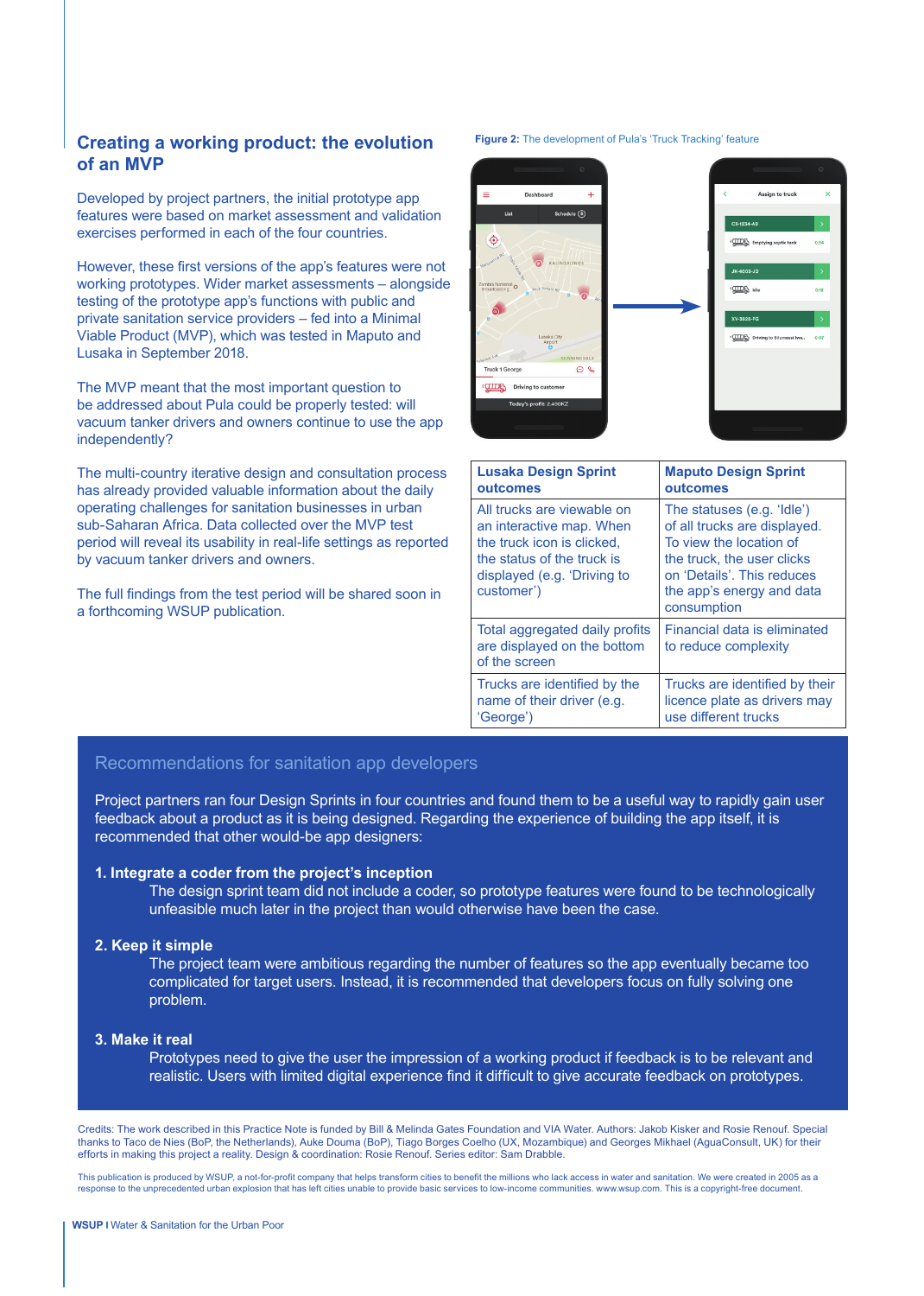## Creating a working product: the evolution of an MVP

Developed by project partners, the initial prototype app features were based on market assessment and validation exercises performed in each of the four countries.

However, these first versions of the app's features were not working prototypes. Wider market assessments – alongside testing of the prototype app's functions with public and private sanitation service providers – fed into a Minimal Viable Product (MVP), which was tested in Maputo and Lusaka in September 2018.

The MVP meant that the most important question to be addressed about Pula could be properly tested: will vacuum tanker drivers and owners continue to use the app independently?

The multi-country iterative design and consultation process has already provided valuable information about the daily operating challenges for sanitation businesses in urban sub-Saharan Africa. Data collected over the MVP test period will reveal its usability in real-life settings as reported by vacuum tanker drivers and owners.

The full findings from the test period will be shared soon in a forthcoming WSUP publication.

**Figure 2:** The development of Pula's 'Truck Tracking' feature

| Lusaka Design Sprint outcomes | Maputo Design Sprint outcomes |
|---|---|
| All trucks are viewable on an interactive map. When the truck icon is clicked, the status of the truck is displayed (e.g. 'Driving to customer') | The statuses (e.g. 'Idle') of all trucks are displayed. To view the location of the truck, the user clicks on 'Details'. This reduces the app's energy and data consumption |
| Total aggregated daily profits are displayed on the bottom of the screen | Financial data is eliminated to reduce complexity |
| Trucks are identified by the name of their driver (e.g. 'George') | Trucks are identified by their licence plate as drivers may use different trucks |

### Recommendations for sanitation app developers

Project partners ran four Design Sprints in four countries and found them to be a useful way to rapidly gain user feedback about a product as it is being designed. Regarding the experience of building the app itself, it is recommended that other would-be app designers:

**1. Integrate a coder from the project's inception**
The design sprint team did not include a coder, so prototype features were found to be technologically unfeasible much later in the project than would otherwise have been the case.

**2. Keep it simple**
The project team were ambitious regarding the number of features so the app eventually became too complicated for target users. Instead, it is recommended that developers focus on fully solving one problem.

**3. Make it real**
Prototypes need to give the user the impression of a working product if feedback is to be relevant and realistic. Users with limited digital experience find it difficult to give accurate feedback on prototypes.

Credits: The work described in this Practice Note is funded by Bill & Melinda Gates Foundation and VIA Water. Authors: Jakob Kisker and Rosie Renouf. Special thanks to Taco de Nies (BoP, the Netherlands), Auke Douma (BoP), Tiago Borges Coelho (UX, Mozambique) and Georges Mikhael (AguaConsult, UK) for their efforts in making this project a reality. Design & coordination: Rosie Renouf. Series editor: Sam Drabble.

This publication is produced by WSUP, a not-for-profit company that helps transform cities to benefit the millions who lack access in water and sanitation. We were created in 2005 as a response to the unprecedented urban explosion that has left cities unable to provide basic services to low-income communities. www.wsup.com. This is a copyright-free document.